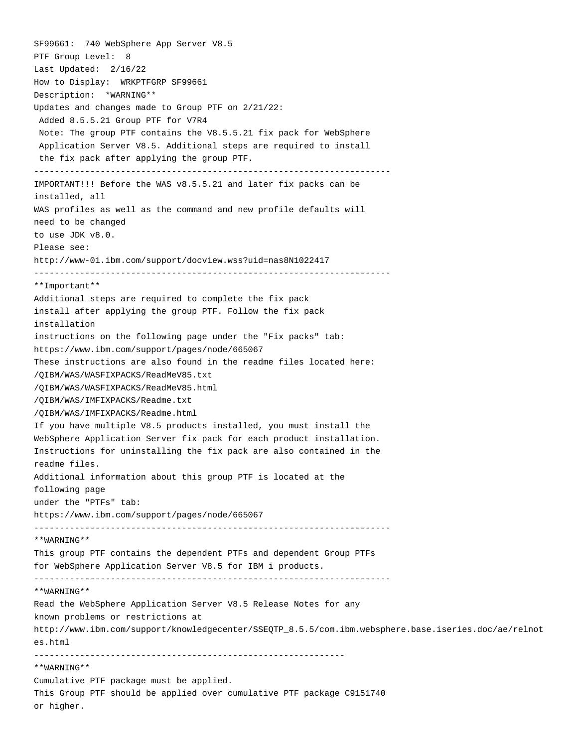SF99661:  740 WebSphere App Server V8.5
PTF Group Level:  8
Last Updated:  2/16/22
How to Display:  WRKPTFGRP SF99661
Description:  *WARNING**
Updates and changes made to Group PTF on 2/21/22:
 Added 8.5.5.21 Group PTF for V7R4
 Note: The group PTF contains the V8.5.5.21 fix pack for WebSphere
 Application Server V8.5. Additional steps are required to install
 the fix pack after applying the group PTF.

---

IMPORTANT!!! Before the WAS v8.5.5.21 and later fix packs can be installed, all
WAS profiles as well as the command and new profile defaults will need to be changed
to use JDK v8.0.
Please see:
http://www-01.ibm.com/support/docview.wss?uid=nas8N1022417

---

**Important**
Additional steps are required to complete the fix pack
install after applying the group PTF. Follow the fix pack installation
instructions on the following page under the "Fix packs" tab:
https://www.ibm.com/support/pages/node/665067
These instructions are also found in the readme files located here:
/QIBM/WAS/WASFIXPACKS/ReadMeV85.txt
/QIBM/WAS/WASFIXPACKS/ReadMeV85.html
/QIBM/WAS/IMFIXPACKS/Readme.txt
/QIBM/WAS/IMFIXPACKS/Readme.html
If you have multiple V8.5 products installed, you must install the
WebSphere Application Server fix pack for each product installation.
Instructions for uninstalling the fix pack are also contained in the readme files.
Additional information about this group PTF is located at the following page
under the "PTFs" tab:
https://www.ibm.com/support/pages/node/665067

---

**WARNING**
This group PTF contains the dependent PTFs and dependent Group PTFs
for WebSphere Application Server V8.5 for IBM i products.

---

**WARNING**
Read the WebSphere Application Server V8.5 Release Notes for any
known problems or restrictions at
http://www.ibm.com/support/knowledgecenter/SSEQTP_8.5.5/com.ibm.websphere.base.iseries.doc/ae/relnotes.html

---

**WARNING**
Cumulative PTF package must be applied.
This Group PTF should be applied over cumulative PTF package C9151740
or higher.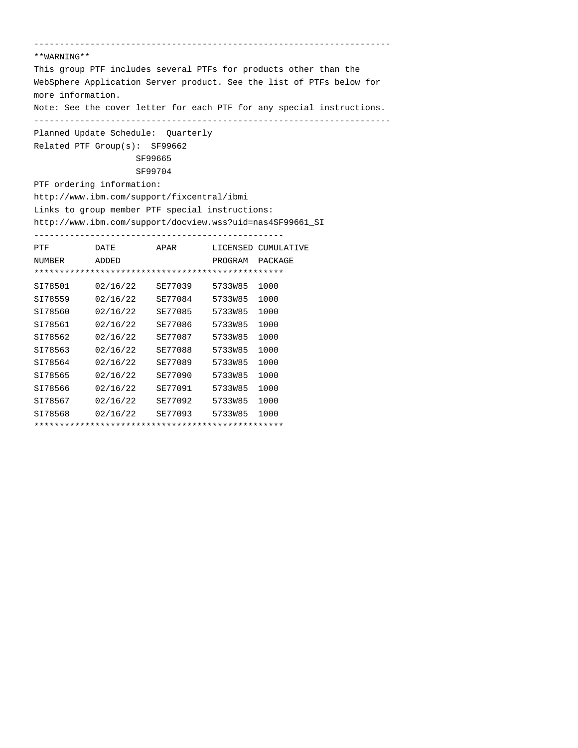---------------------------------------------------------------------
**WARNING**
This group PTF includes several PTFs for products other than the WebSphere Application Server product. See the list of PTFs below for more information.
Note: See the cover letter for each PTF for any special instructions.

---------------------------------------------------------------------

Planned Update Schedule: Quarterly
Related PTF Group(s): SF99662
SF99665
SF99704
PTF ordering information:
http://www.ibm.com/support/fixcentral/ibmi
Links to group member PTF special instructions:
http://www.ibm.com/support/docview.wss?uid=nas4SF99661_SI

------------------------------------------------

| PTF NUMBER | DATE ADDED | APAR | LICENSED PROGRAM | CUMULATIVE PACKAGE |
|---|---|---|---|---|
| SI78501 | 02/16/22 | SE77039 | 5733W85 | 1000 |
| SI78559 | 02/16/22 | SE77084 | 5733W85 | 1000 |
| SI78560 | 02/16/22 | SE77085 | 5733W85 | 1000 |
| SI78561 | 02/16/22 | SE77086 | 5733W85 | 1000 |
| SI78562 | 02/16/22 | SE77087 | 5733W85 | 1000 |
| SI78563 | 02/16/22 | SE77088 | 5733W85 | 1000 |
| SI78564 | 02/16/22 | SE77089 | 5733W85 | 1000 |
| SI78565 | 02/16/22 | SE77090 | 5733W85 | 1000 |
| SI78566 | 02/16/22 | SE77091 | 5733W85 | 1000 |
| SI78567 | 02/16/22 | SE77092 | 5733W85 | 1000 |
| SI78568 | 02/16/22 | SE77093 | 5733W85 | 1000 |

************************************************